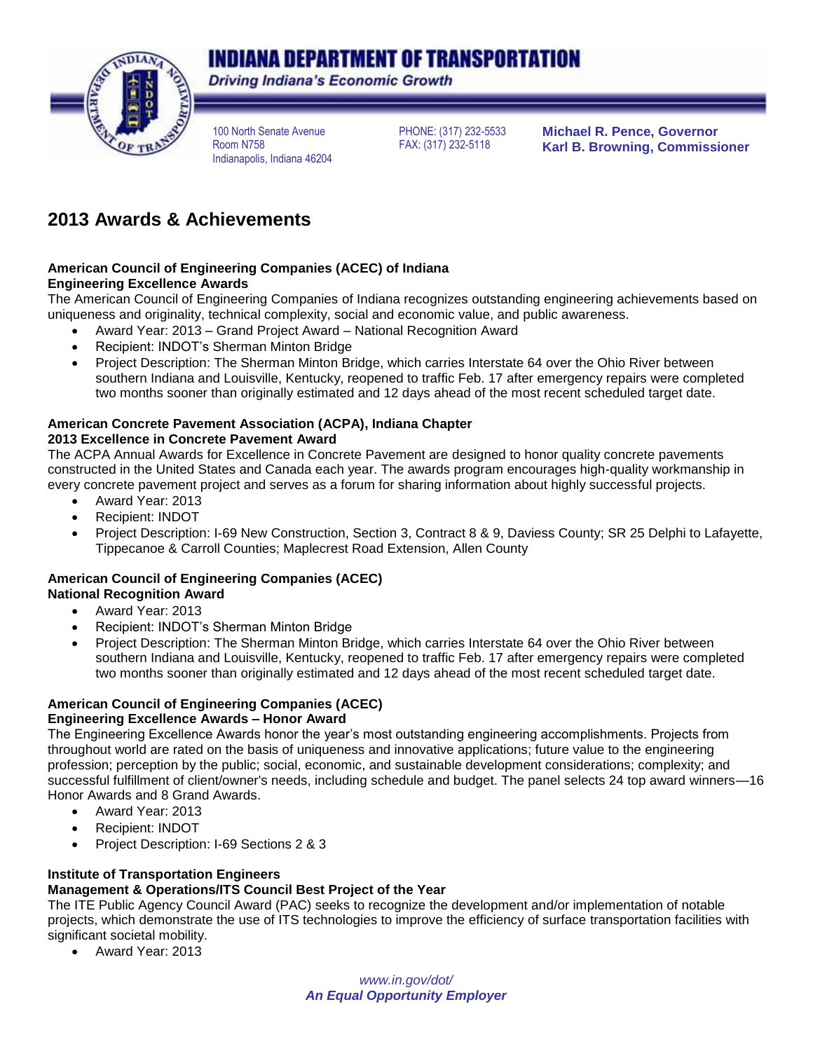# INDIANA DEPARTMENT OF TRANSPORTATION

*Driving Indiana's Economic Growth*

100 North Senate Avenue
Room N758
Indianapolis, Indiana 46204

PHONE: (317) 232-5533
FAX: (317) 232-5118

**Michael R. Pence, Governor**
**Karl B. Browning, Commissioner**

## 2013 Awards & Achievements

**American Council of Engineering Companies (ACEC) of Indiana**
**Engineering Excellence Awards**

The American Council of Engineering Companies of Indiana recognizes outstanding engineering achievements based on uniqueness and originality, technical complexity, social and economic value, and public awareness.

- Award Year: 2013 – Grand Project Award – National Recognition Award
- Recipient: INDOT's Sherman Minton Bridge
- Project Description: The Sherman Minton Bridge, which carries Interstate 64 over the Ohio River between southern Indiana and Louisville, Kentucky, reopened to traffic Feb. 17 after emergency repairs were completed two months sooner than originally estimated and 12 days ahead of the most recent scheduled target date.

**American Concrete Pavement Association (ACPA), Indiana Chapter**
**2013 Excellence in Concrete Pavement Award**

The ACPA Annual Awards for Excellence in Concrete Pavement are designed to honor quality concrete pavements constructed in the United States and Canada each year. The awards program encourages high-quality workmanship in every concrete pavement project and serves as a forum for sharing information about highly successful projects.

- Award Year: 2013
- Recipient: INDOT
- Project Description: I-69 New Construction, Section 3, Contract 8 & 9, Daviess County; SR 25 Delphi to Lafayette, Tippecanoe & Carroll Counties; Maplecrest Road Extension, Allen County

**American Council of Engineering Companies (ACEC)**
**National Recognition Award**

- Award Year: 2013
- Recipient: INDOT's Sherman Minton Bridge
- Project Description: The Sherman Minton Bridge, which carries Interstate 64 over the Ohio River between southern Indiana and Louisville, Kentucky, reopened to traffic Feb. 17 after emergency repairs were completed two months sooner than originally estimated and 12 days ahead of the most recent scheduled target date.

**American Council of Engineering Companies (ACEC)**
**Engineering Excellence Awards – Honor Award**

The Engineering Excellence Awards honor the year's most outstanding engineering accomplishments. Projects from throughout world are rated on the basis of uniqueness and innovative applications; future value to the engineering profession; perception by the public; social, economic, and sustainable development considerations; complexity; and successful fulfillment of client/owner's needs, including schedule and budget. The panel selects 24 top award winners—16 Honor Awards and 8 Grand Awards.

- Award Year: 2013
- Recipient: INDOT
- Project Description: I-69 Sections 2 & 3

**Institute of Transportation Engineers**
**Management & Operations/ITS Council Best Project of the Year**

The ITE Public Agency Council Award (PAC) seeks to recognize the development and/or implementation of notable projects, which demonstrate the use of ITS technologies to improve the efficiency of surface transportation facilities with significant societal mobility.

- Award Year: 2013

*www.in.gov/dot/*
***An Equal Opportunity Employer***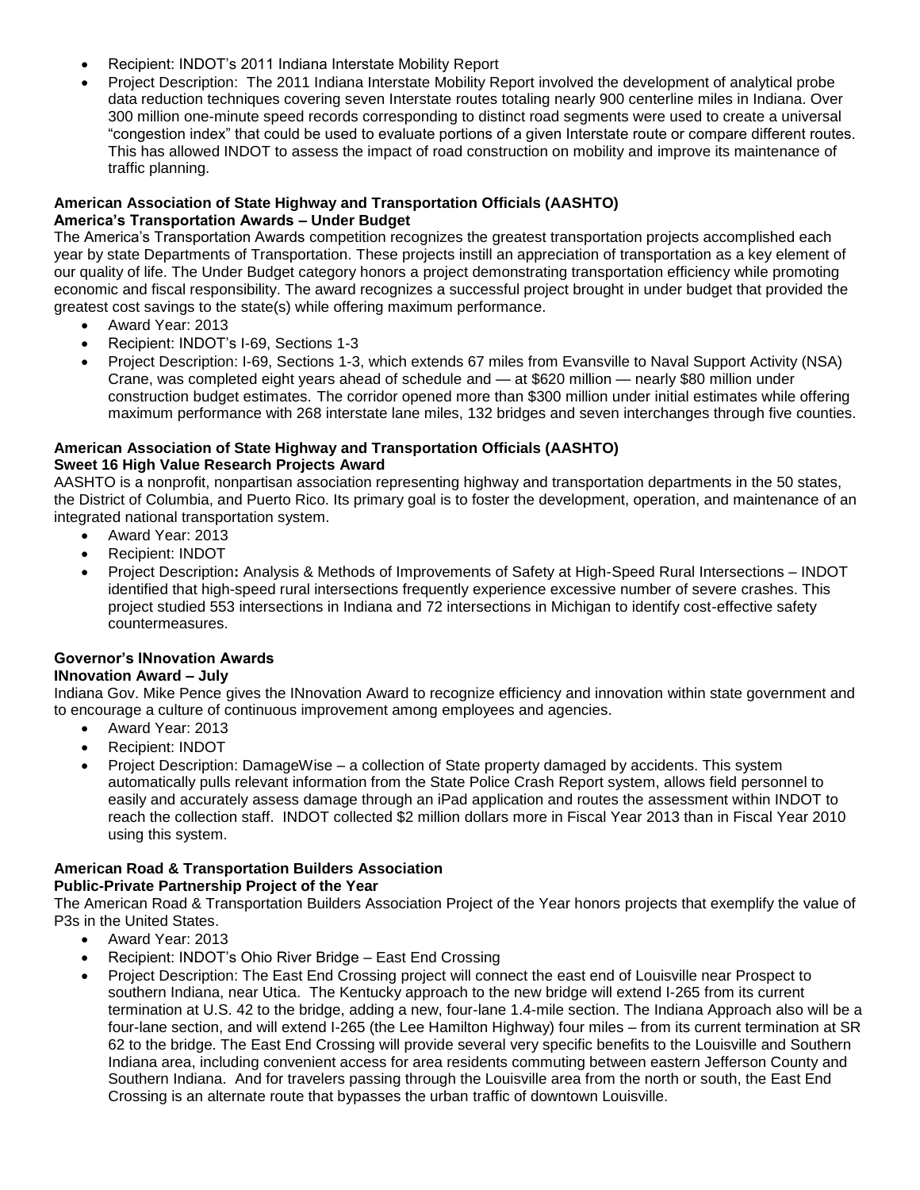- Recipient: INDOT's 2011 Indiana Interstate Mobility Report
- Project Description: The 2011 Indiana Interstate Mobility Report involved the development of analytical probe data reduction techniques covering seven Interstate routes totaling nearly 900 centerline miles in Indiana. Over 300 million one-minute speed records corresponding to distinct road segments were used to create a universal "congestion index" that could be used to evaluate portions of a given Interstate route or compare different routes. This has allowed INDOT to assess the impact of road construction on mobility and improve its maintenance of traffic planning.

**American Association of State Highway and Transportation Officials (AASHTO)**
**America's Transportation Awards – Under Budget**

The America's Transportation Awards competition recognizes the greatest transportation projects accomplished each year by state Departments of Transportation. These projects instill an appreciation of transportation as a key element of our quality of life. The Under Budget category honors a project demonstrating transportation efficiency while promoting economic and fiscal responsibility. The award recognizes a successful project brought in under budget that provided the greatest cost savings to the state(s) while offering maximum performance.

- Award Year: 2013
- Recipient: INDOT's I-69, Sections 1-3
- Project Description: I-69, Sections 1-3, which extends 67 miles from Evansville to Naval Support Activity (NSA) Crane, was completed eight years ahead of schedule and — at $620 million — nearly $80 million under construction budget estimates. The corridor opened more than $300 million under initial estimates while offering maximum performance with 268 interstate lane miles, 132 bridges and seven interchanges through five counties.

**American Association of State Highway and Transportation Officials (AASHTO)**
**Sweet 16 High Value Research Projects Award**

AASHTO is a nonprofit, nonpartisan association representing highway and transportation departments in the 50 states, the District of Columbia, and Puerto Rico. Its primary goal is to foster the development, operation, and maintenance of an integrated national transportation system.

- Award Year: 2013
- Recipient: INDOT
- Project Description**:** Analysis & Methods of Improvements of Safety at High-Speed Rural Intersections – INDOT identified that high-speed rural intersections frequently experience excessive number of severe crashes. This project studied 553 intersections in Indiana and 72 intersections in Michigan to identify cost-effective safety countermeasures.

**Governor's INnovation Awards**
**INnovation Award – July**

Indiana Gov. Mike Pence gives the INnovation Award to recognize efficiency and innovation within state government and to encourage a culture of continuous improvement among employees and agencies.

- Award Year: 2013
- Recipient: INDOT
- Project Description: DamageWise – a collection of State property damaged by accidents. This system automatically pulls relevant information from the State Police Crash Report system, allows field personnel to easily and accurately assess damage through an iPad application and routes the assessment within INDOT to reach the collection staff. INDOT collected $2 million dollars more in Fiscal Year 2013 than in Fiscal Year 2010 using this system.

**American Road & Transportation Builders Association**
**Public-Private Partnership Project of the Year**

The American Road & Transportation Builders Association Project of the Year honors projects that exemplify the value of P3s in the United States.

- Award Year: 2013
- Recipient: INDOT's Ohio River Bridge – East End Crossing
- Project Description: The East End Crossing project will connect the east end of Louisville near Prospect to southern Indiana, near Utica. The Kentucky approach to the new bridge will extend I-265 from its current termination at U.S. 42 to the bridge, adding a new, four-lane 1.4-mile section. The Indiana Approach also will be a four-lane section, and will extend I-265 (the Lee Hamilton Highway) four miles – from its current termination at SR 62 to the bridge. The East End Crossing will provide several very specific benefits to the Louisville and Southern Indiana area, including convenient access for area residents commuting between eastern Jefferson County and Southern Indiana. And for travelers passing through the Louisville area from the north or south, the East End Crossing is an alternate route that bypasses the urban traffic of downtown Louisville.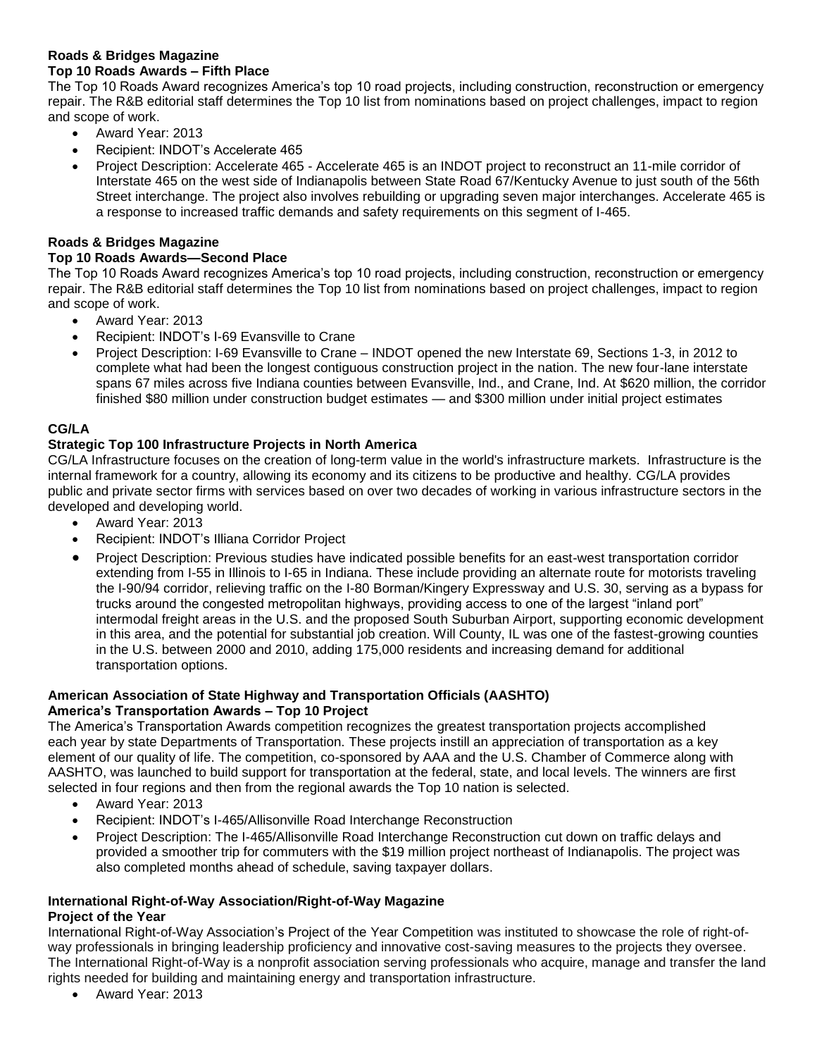**Roads & Bridges Magazine**
**Top 10 Roads Awards – Fifth Place**

The Top 10 Roads Award recognizes America's top 10 road projects, including construction, reconstruction or emergency repair. The R&B editorial staff determines the Top 10 list from nominations based on project challenges, impact to region and scope of work.

- Award Year: 2013
- Recipient: INDOT's Accelerate 465
- Project Description: Accelerate 465 - Accelerate 465 is an INDOT project to reconstruct an 11-mile corridor of Interstate 465 on the west side of Indianapolis between State Road 67/Kentucky Avenue to just south of the 56th Street interchange. The project also involves rebuilding or upgrading seven major interchanges. Accelerate 465 is a response to increased traffic demands and safety requirements on this segment of I-465.

**Roads & Bridges Magazine**
**Top 10 Roads Awards—Second Place**

The Top 10 Roads Award recognizes America's top 10 road projects, including construction, reconstruction or emergency repair. The R&B editorial staff determines the Top 10 list from nominations based on project challenges, impact to region and scope of work.

- Award Year: 2013
- Recipient: INDOT's I-69 Evansville to Crane
- Project Description: I-69 Evansville to Crane – INDOT opened the new Interstate 69, Sections 1-3, in 2012 to complete what had been the longest contiguous construction project in the nation. The new four-lane interstate spans 67 miles across five Indiana counties between Evansville, Ind., and Crane, Ind. At $620 million, the corridor finished $80 million under construction budget estimates — and $300 million under initial project estimates

**CG/LA**
**Strategic Top 100 Infrastructure Projects in North America**

CG/LA Infrastructure focuses on the creation of long-term value in the world's infrastructure markets. Infrastructure is the internal framework for a country, allowing its economy and its citizens to be productive and healthy. CG/LA provides public and private sector firms with services based on over two decades of working in various infrastructure sectors in the developed and developing world.

- Award Year: 2013
- Recipient: INDOT's Illiana Corridor Project
- Project Description: Previous studies have indicated possible benefits for an east-west transportation corridor extending from I-55 in Illinois to I-65 in Indiana. These include providing an alternate route for motorists traveling the I-90/94 corridor, relieving traffic on the I-80 Borman/Kingery Expressway and U.S. 30, serving as a bypass for trucks around the congested metropolitan highways, providing access to one of the largest "inland port" intermodal freight areas in the U.S. and the proposed South Suburban Airport, supporting economic development in this area, and the potential for substantial job creation. Will County, IL was one of the fastest-growing counties in the U.S. between 2000 and 2010, adding 175,000 residents and increasing demand for additional transportation options.

**American Association of State Highway and Transportation Officials (AASHTO)**
**America's Transportation Awards – Top 10 Project**

The America's Transportation Awards competition recognizes the greatest transportation projects accomplished each year by state Departments of Transportation. These projects instill an appreciation of transportation as a key element of our quality of life. The competition, co-sponsored by AAA and the U.S. Chamber of Commerce along with AASHTO, was launched to build support for transportation at the federal, state, and local levels. The winners are first selected in four regions and then from the regional awards the Top 10 nation is selected.

- Award Year: 2013
- Recipient: INDOT's I-465/Allisonville Road Interchange Reconstruction
- Project Description: The I-465/Allisonville Road Interchange Reconstruction cut down on traffic delays and provided a smoother trip for commuters with the $19 million project northeast of Indianapolis. The project was also completed months ahead of schedule, saving taxpayer dollars.

**International Right-of-Way Association/Right-of-Way Magazine**
**Project of the Year**

International Right-of-Way Association's Project of the Year Competition was instituted to showcase the role of right-of-way professionals in bringing leadership proficiency and innovative cost-saving measures to the projects they oversee. The International Right-of-Way is a nonprofit association serving professionals who acquire, manage and transfer the land rights needed for building and maintaining energy and transportation infrastructure.

- Award Year: 2013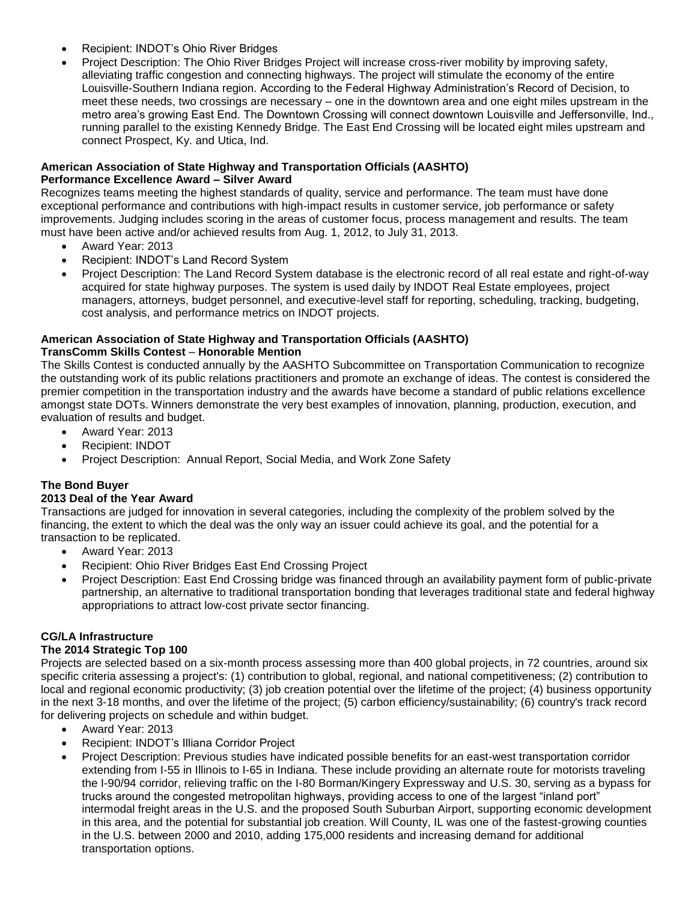- Recipient: INDOT's Ohio River Bridges
- Project Description: The Ohio River Bridges Project will increase cross-river mobility by improving safety, alleviating traffic congestion and connecting highways. The project will stimulate the economy of the entire Louisville-Southern Indiana region. According to the Federal Highway Administration's Record of Decision, to meet these needs, two crossings are necessary – one in the downtown area and one eight miles upstream in the metro area's growing East End. The Downtown Crossing will connect downtown Louisville and Jeffersonville, Ind., running parallel to the existing Kennedy Bridge. The East End Crossing will be located eight miles upstream and connect Prospect, Ky. and Utica, Ind.

**American Association of State Highway and Transportation Officials (AASHTO)**
**Performance Excellence Award – Silver Award**

Recognizes teams meeting the highest standards of quality, service and performance. The team must have done exceptional performance and contributions with high-impact results in customer service, job performance or safety improvements. Judging includes scoring in the areas of customer focus, process management and results. The team must have been active and/or achieved results from Aug. 1, 2012, to July 31, 2013.

- Award Year: 2013
- Recipient: INDOT's Land Record System
- Project Description: The Land Record System database is the electronic record of all real estate and right-of-way acquired for state highway purposes. The system is used daily by INDOT Real Estate employees, project managers, attorneys, budget personnel, and executive-level staff for reporting, scheduling, tracking, budgeting, cost analysis, and performance metrics on INDOT projects.

**American Association of State Highway and Transportation Officials (AASHTO)**
**TransComm Skills Contest – Honorable Mention**

The Skills Contest is conducted annually by the AASHTO Subcommittee on Transportation Communication to recognize the outstanding work of its public relations practitioners and promote an exchange of ideas. The contest is considered the premier competition in the transportation industry and the awards have become a standard of public relations excellence amongst state DOTs. Winners demonstrate the very best examples of innovation, planning, production, execution, and evaluation of results and budget.

- Award Year: 2013
- Recipient: INDOT
- Project Description: Annual Report, Social Media, and Work Zone Safety

**The Bond Buyer**
**2013 Deal of the Year Award**

Transactions are judged for innovation in several categories, including the complexity of the problem solved by the financing, the extent to which the deal was the only way an issuer could achieve its goal, and the potential for a transaction to be replicated.

- Award Year: 2013
- Recipient: Ohio River Bridges East End Crossing Project
- Project Description: East End Crossing bridge was financed through an availability payment form of public-private partnership, an alternative to traditional transportation bonding that leverages traditional state and federal highway appropriations to attract low-cost private sector financing.

**CG/LA Infrastructure**
**The 2014 Strategic Top 100**

Projects are selected based on a six-month process assessing more than 400 global projects, in 72 countries, around six specific criteria assessing a project's: (1) contribution to global, regional, and national competitiveness; (2) contribution to local and regional economic productivity; (3) job creation potential over the lifetime of the project; (4) business opportunity in the next 3-18 months, and over the lifetime of the project; (5) carbon efficiency/sustainability; (6) country's track record for delivering projects on schedule and within budget.

- Award Year: 2013
- Recipient: INDOT's Illiana Corridor Project
- Project Description: Previous studies have indicated possible benefits for an east-west transportation corridor extending from I-55 in Illinois to I-65 in Indiana. These include providing an alternate route for motorists traveling the I-90/94 corridor, relieving traffic on the I-80 Borman/Kingery Expressway and U.S. 30, serving as a bypass for trucks around the congested metropolitan highways, providing access to one of the largest "inland port" intermodal freight areas in the U.S. and the proposed South Suburban Airport, supporting economic development in this area, and the potential for substantial job creation. Will County, IL was one of the fastest-growing counties in the U.S. between 2000 and 2010, adding 175,000 residents and increasing demand for additional transportation options.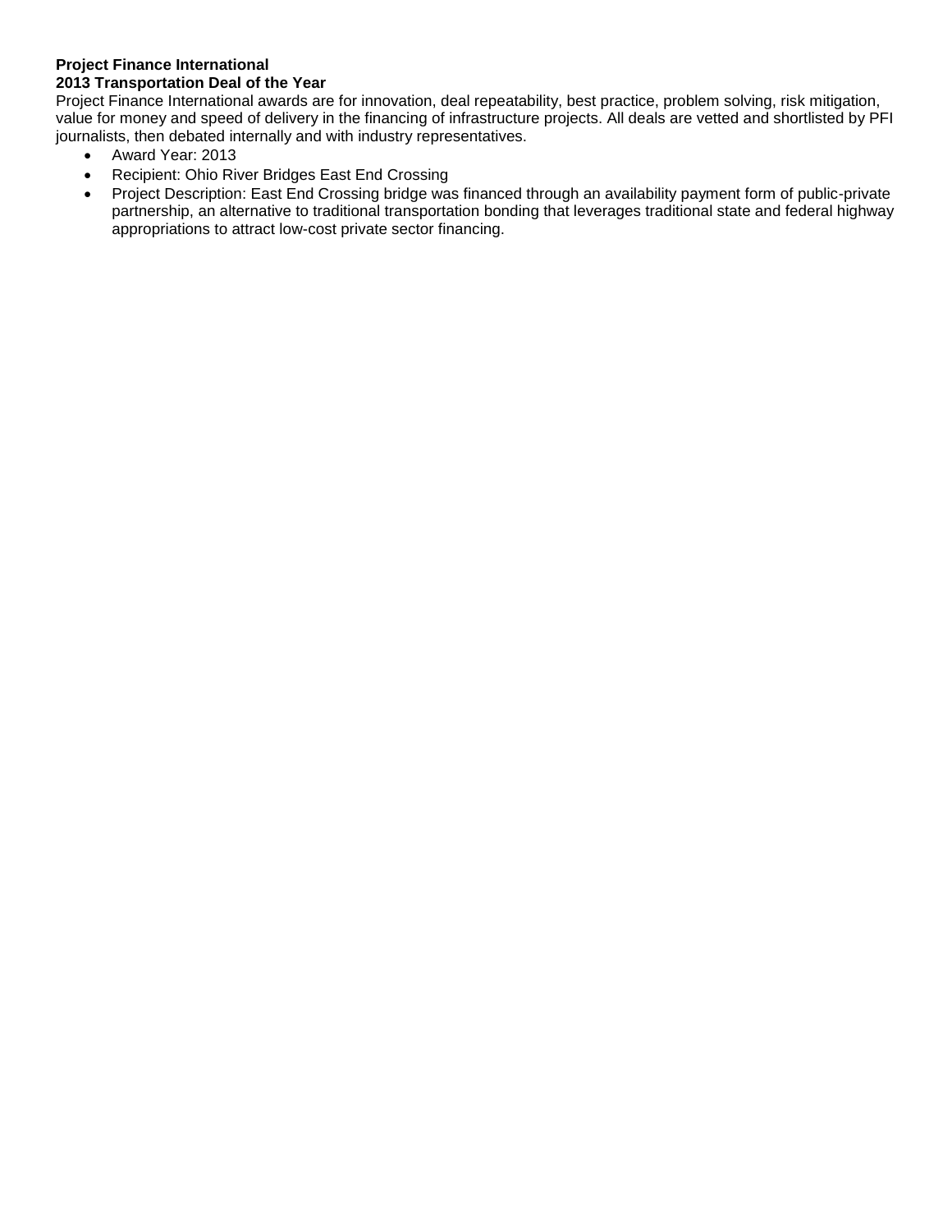**Project Finance International**
**2013 Transportation Deal of the Year**

Project Finance International awards are for innovation, deal repeatability, best practice, problem solving, risk mitigation, value for money and speed of delivery in the financing of infrastructure projects. All deals are vetted and shortlisted by PFI journalists, then debated internally and with industry representatives.

- Award Year: 2013
- Recipient: Ohio River Bridges East End Crossing
- Project Description: East End Crossing bridge was financed through an availability payment form of public-private partnership, an alternative to traditional transportation bonding that leverages traditional state and federal highway appropriations to attract low-cost private sector financing.